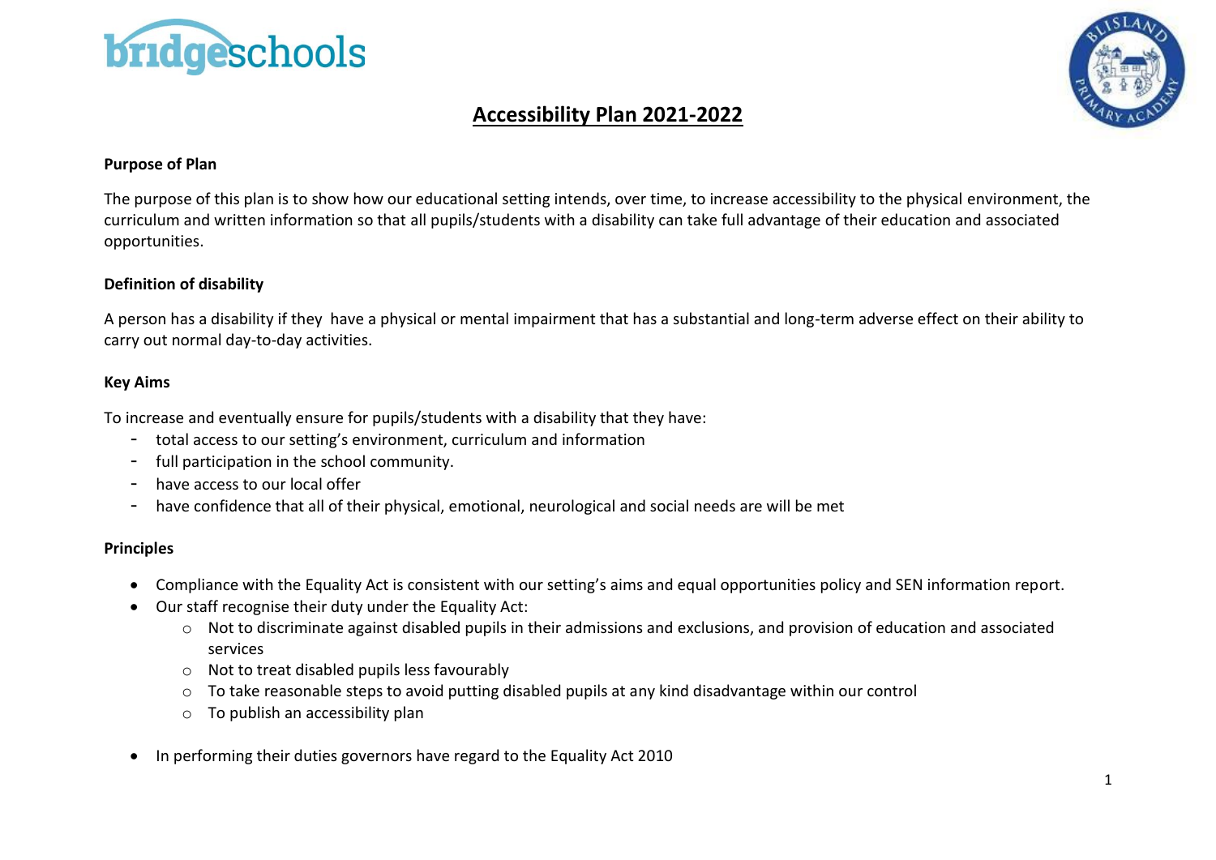# Accessibility Plan 2021-2022

**Purpose of Plan**

The purpose of this plan is to show how our educational setting intends, over time, to increase accessibility to the physical environment, the curriculum and written information so that all pupils/students with a disability can take full advantage of their education and associated opportunities.

**Definition of disability**

A person has a disability if they have a physical or mental impairment that has a substantial and long-term adverse effect on their ability to carry out normal day-to-day activities.

**Key Aims**

To increase and eventually ensure for pupils/students with a disability that they have:

- total access to our setting's environment, curriculum and information
- full participation in the school community.
- have access to our local offer
- have confidence that all of their physical, emotional, neurological and social needs are will be met

**Principles**

- Compliance with the Equality Act is consistent with our setting's aims and equal opportunities policy and SEN information report.
- Our staff recognise their duty under the Equality Act:
  - Not to discriminate against disabled pupils in their admissions and exclusions, and provision of education and associated services
  - Not to treat disabled pupils less favourably
  - To take reasonable steps to avoid putting disabled pupils at any kind disadvantage within our control
  - To publish an accessibility plan
- In performing their duties governors have regard to the Equality Act 2010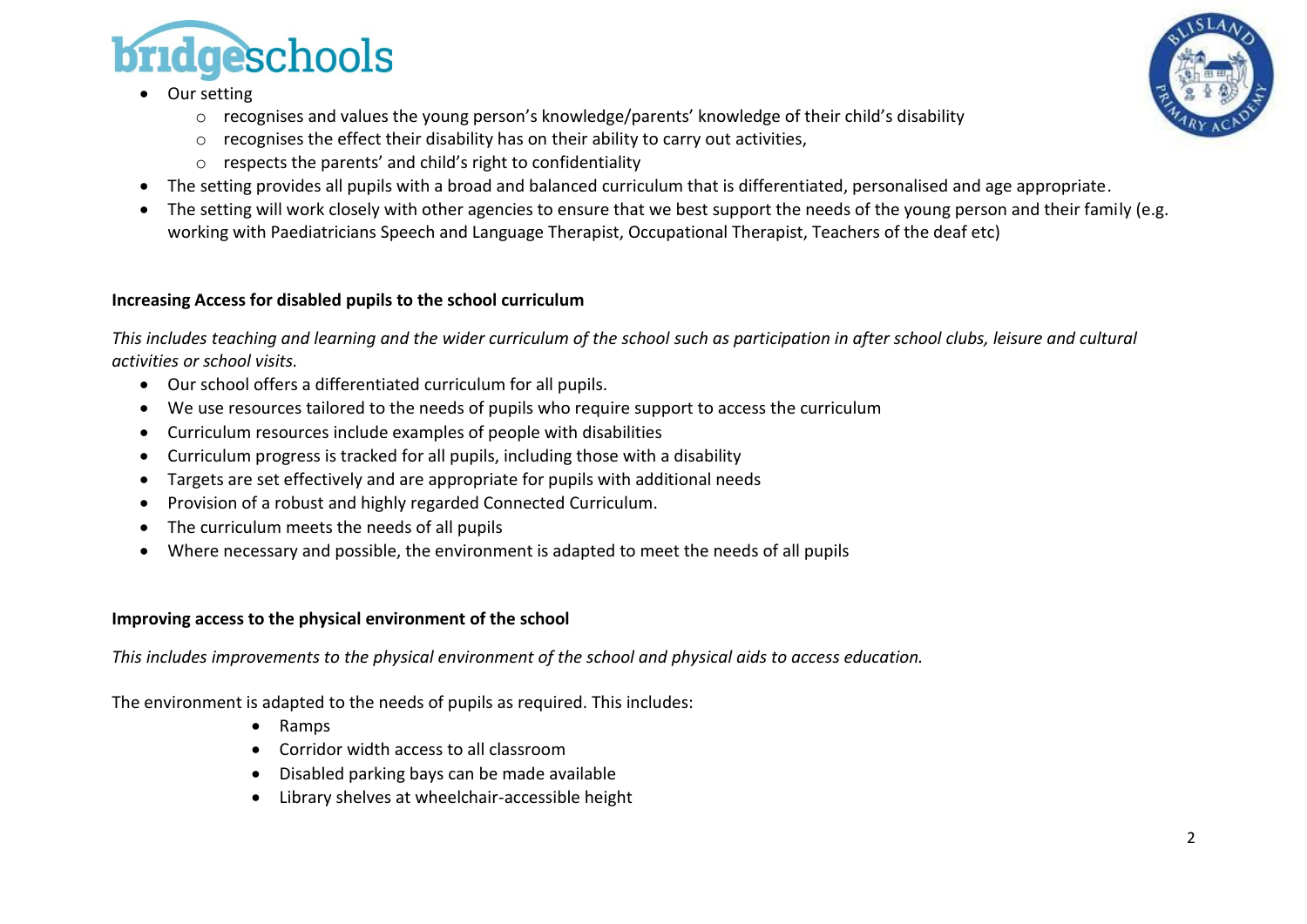- Our setting
  - recognises and values the young person's knowledge/parents' knowledge of their child's disability
  - recognises the effect their disability has on their ability to carry out activities,
  - respects the parents' and child's right to confidentiality
- The setting provides all pupils with a broad and balanced curriculum that is differentiated, personalised and age appropriate.
- The setting will work closely with other agencies to ensure that we best support the needs of the young person and their family (e.g. working with Paediatricians Speech and Language Therapist, Occupational Therapist, Teachers of the deaf etc)

**Increasing Access for disabled pupils to the school curriculum**

*This includes teaching and learning and the wider curriculum of the school such as participation in after school clubs, leisure and cultural activities or school visits.*

- Our school offers a differentiated curriculum for all pupils.
- We use resources tailored to the needs of pupils who require support to access the curriculum
- Curriculum resources include examples of people with disabilities
- Curriculum progress is tracked for all pupils, including those with a disability
- Targets are set effectively and are appropriate for pupils with additional needs
- Provision of a robust and highly regarded Connected Curriculum.
- The curriculum meets the needs of all pupils
- Where necessary and possible, the environment is adapted to meet the needs of all pupils

**Improving access to the physical environment of the school**

*This includes improvements to the physical environment of the school and physical aids to access education.*

The environment is adapted to the needs of pupils as required. This includes:

- Ramps
- Corridor width access to all classroom
- Disabled parking bays can be made available
- Library shelves at wheelchair-accessible height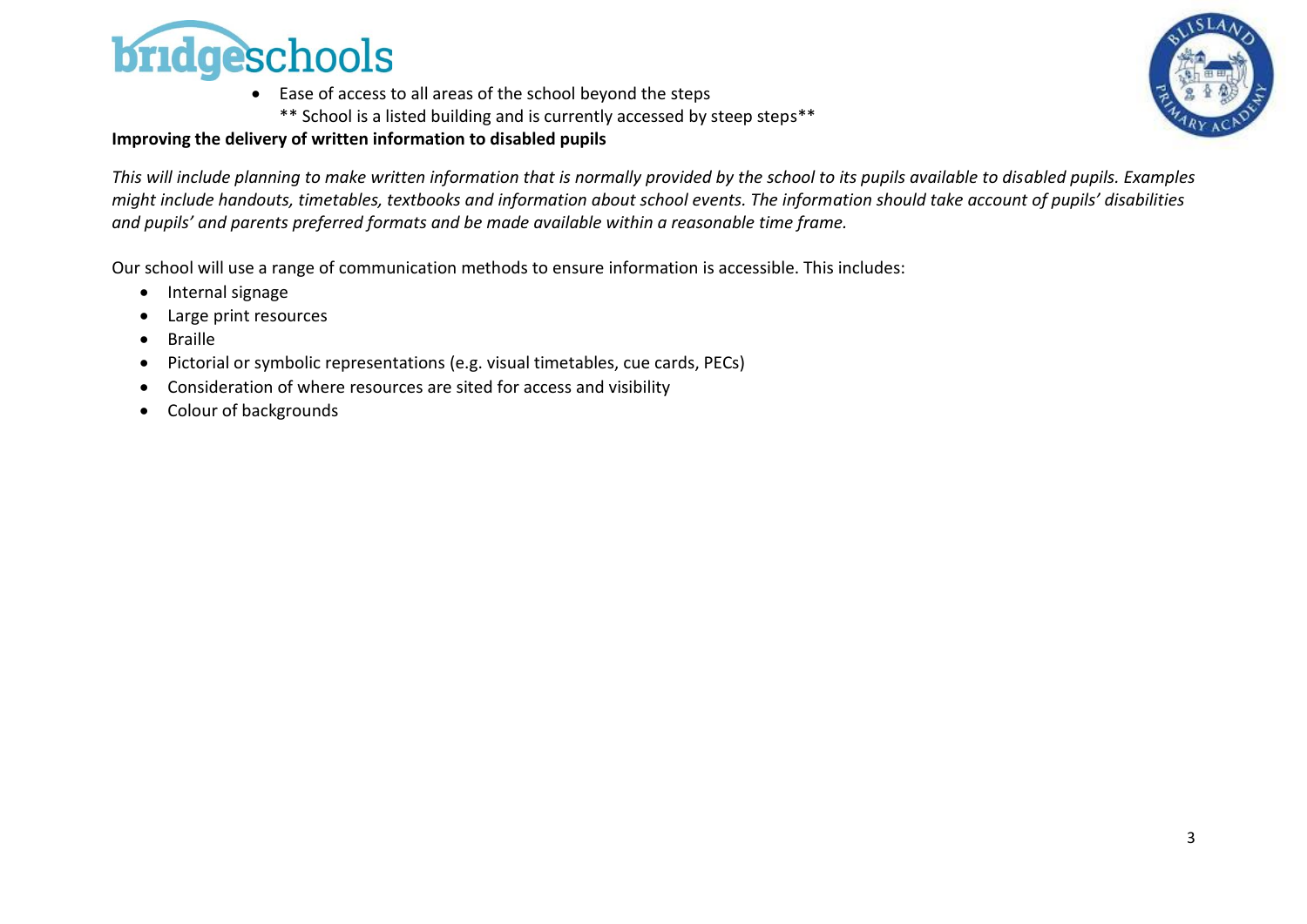- Ease of access to all areas of the school beyond the steps
  ** School is a listed building and is currently accessed by steep steps**

**Improving the delivery of written information to disabled pupils**

*This will include planning to make written information that is normally provided by the school to its pupils available to disabled pupils. Examples might include handouts, timetables, textbooks and information about school events. The information should take account of pupils' disabilities and pupils' and parents preferred formats and be made available within a reasonable time frame.*

Our school will use a range of communication methods to ensure information is accessible. This includes:

- Internal signage
- Large print resources
- Braille
- Pictorial or symbolic representations (e.g. visual timetables, cue cards, PECs)
- Consideration of where resources are sited for access and visibility
- Colour of backgrounds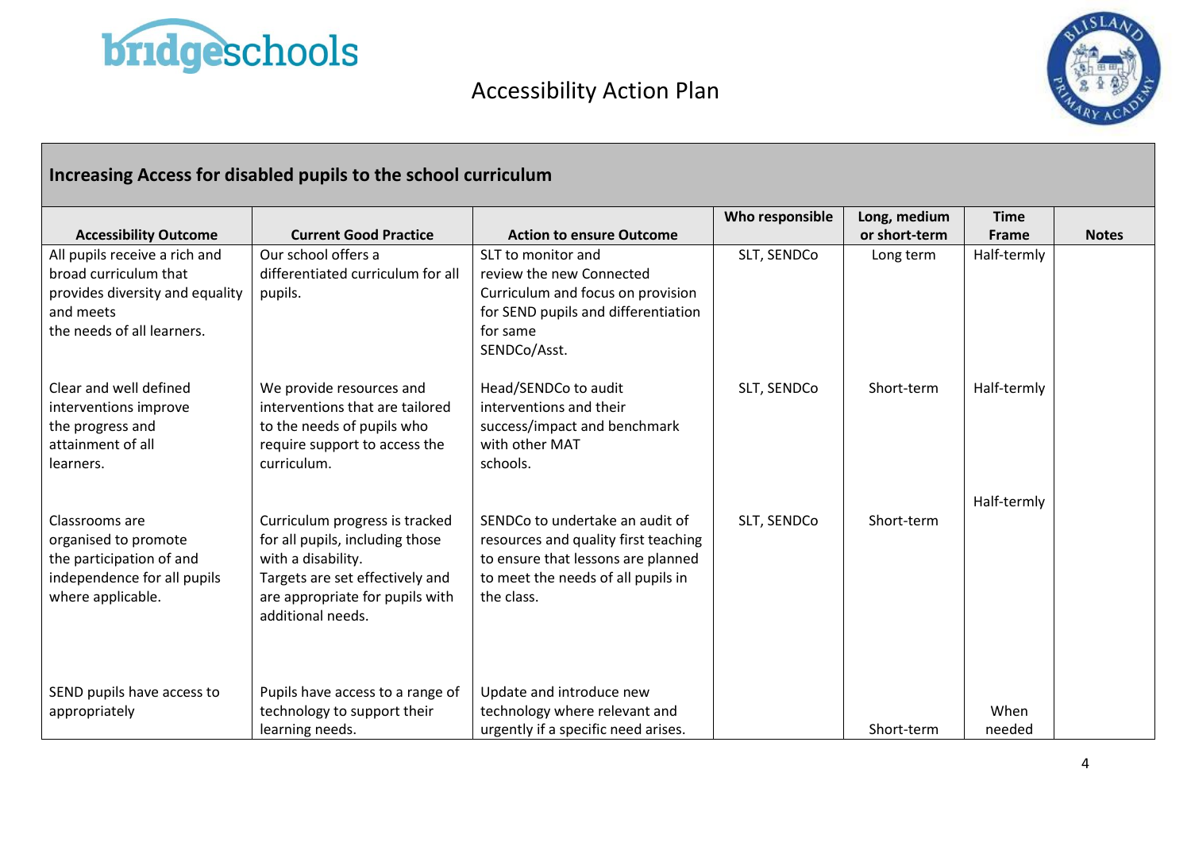# Accessibility Action Plan

| Increasing Access for disabled pupils to the school curriculum | | | | | | |
|---|---|---|---|---|---|---|
| **Accessibility Outcome** | **Current Good Practice** | **Action to ensure Outcome** | **Who responsible** | **Long, medium or short-term** | **Time Frame** | **Notes** |
| All pupils receive a rich and broad curriculum that provides diversity and equality and meets the needs of all learners. | Our school offers a differentiated curriculum for all pupils. | SLT to monitor and review the new Connected Curriculum and focus on provision for SEND pupils and differentiation for same SENDCo/Asst. | SLT, SENDCo | Long term | Half-termly | |
| Clear and well defined interventions improve the progress and attainment of all learners. | We provide resources and interventions that are tailored to the needs of pupils who require support to access the curriculum. | Head/SENDCo to audit interventions and their success/impact and benchmark with other MAT schools. | SLT, SENDCo | Short-term | Half-termly | |
| Classrooms are organised to promote the participation of and independence for all pupils where applicable. | Curriculum progress is tracked for all pupils, including those with a disability. Targets are set effectively and are appropriate for pupils with additional needs. | SENDCo to undertake an audit of resources and quality first teaching to ensure that lessons are planned to meet the needs of all pupils in the class. | SLT, SENDCo | Short-term | Half-termly | |
| SEND pupils have access to appropriately | Pupils have access to a range of technology to support their learning needs. | Update and introduce new technology where relevant and urgently if a specific need arises. | | Short-term | When needed | |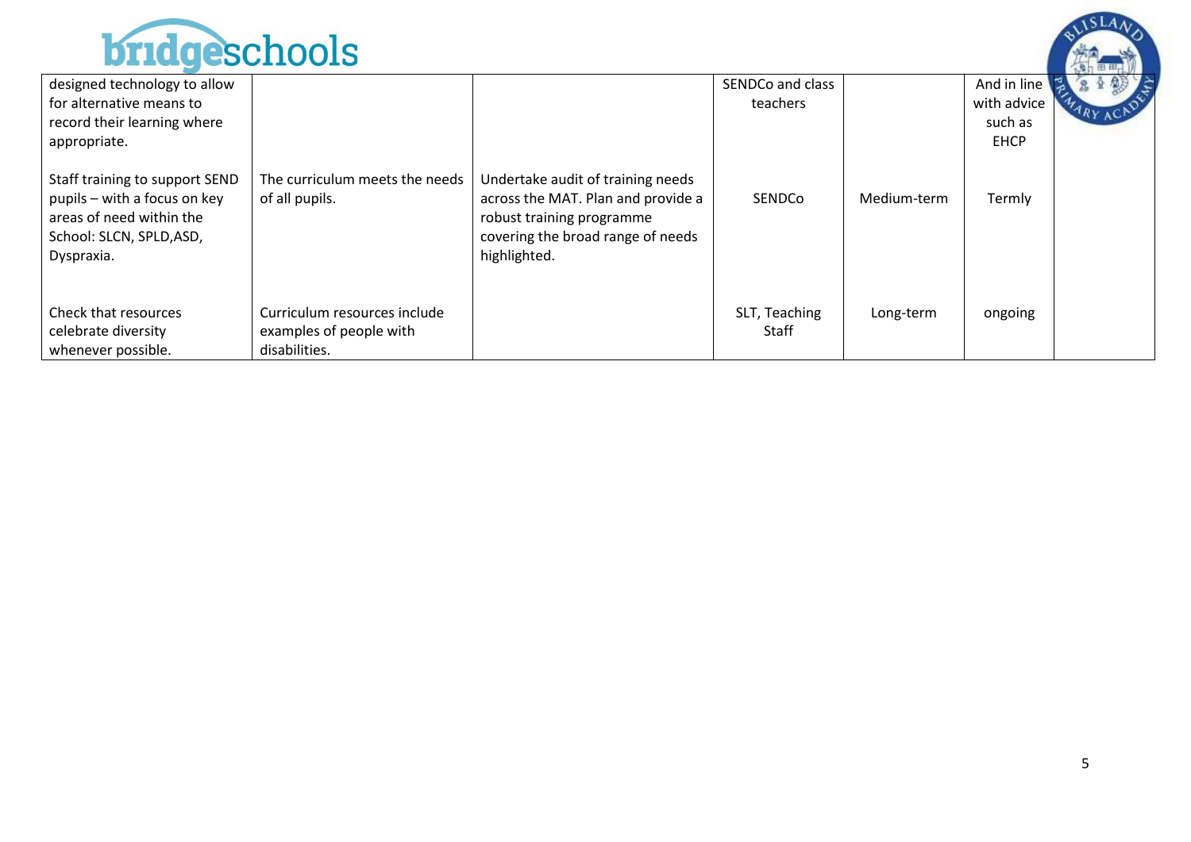| | | | | | | |
|---|---|---|---|---|---|---|
| designed technology to allow for alternative means to record their learning where appropriate. | | | SENDCo and class teachers | | And in line with advice such as EHCP | |
| Staff training to support SEND pupils – with a focus on key areas of need within the School: SLCN, SPLD,ASD, Dyspraxia. | The curriculum meets the needs of all pupils. | Undertake audit of training needs across the MAT. Plan and provide a robust training programme covering the broad range of needs highlighted. | SENDCo | Medium-term | Termly | |
| Check that resources celebrate diversity whenever possible. | Curriculum resources include examples of people with disabilities. | | SLT, Teaching Staff | Long-term | ongoing | |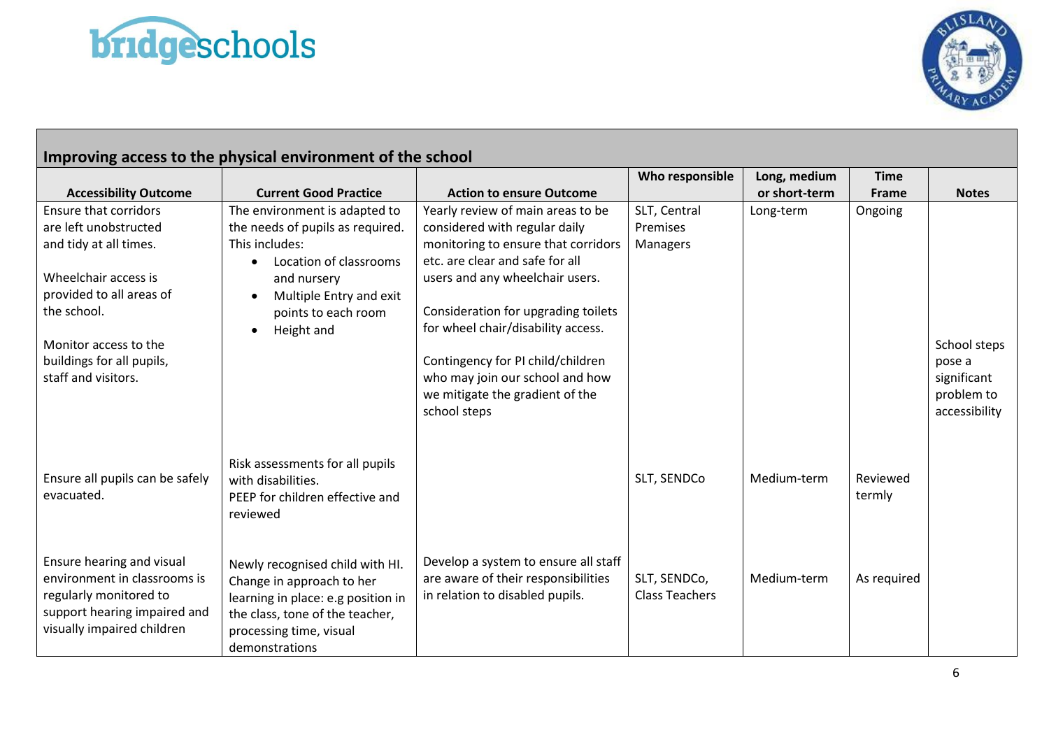| Improving access to the physical environment of the school | | | | | | |
|---|---|---|---|---|---|---|
| **Accessibility Outcome** | **Current Good Practice** | **Action to ensure Outcome** | **Who responsible** | **Long, medium or short-term** | **Time Frame** | **Notes** |
| Ensure that corridors are left unobstructed and tidy at all times.<br><br>Wheelchair access is provided to all areas of the school.<br><br>Monitor access to the buildings for all pupils, staff and visitors. | The environment is adapted to the needs of pupils as required. This includes:<br>• Location of classrooms and nursery<br>• Multiple Entry and exit points to each room<br>• Height and | Yearly review of main areas to be considered with regular daily monitoring to ensure that corridors etc. are clear and safe for all users and any wheelchair users.<br><br>Consideration for upgrading toilets for wheel chair/disability access.<br><br>Contingency for PI child/children who may join our school and how we mitigate the gradient of the school steps | SLT, Central Premises Managers | Long-term | Ongoing | School steps pose a significant problem to accessibility |
| Ensure all pupils can be safely evacuated. | Risk assessments for all pupils with disabilities.<br>PEEP for children effective and reviewed | | SLT, SENDCo | Medium-term | Reviewed termly | |
| Ensure hearing and visual environment in classrooms is regularly monitored to support hearing impaired and visually impaired children | Newly recognised child with HI. Change in approach to her learning in place: e.g position in the class, tone of the teacher, processing time, visual demonstrations | Develop a system to ensure all staff are aware of their responsibilities in relation to disabled pupils. | SLT, SENDCo, Class Teachers | Medium-term | As required | |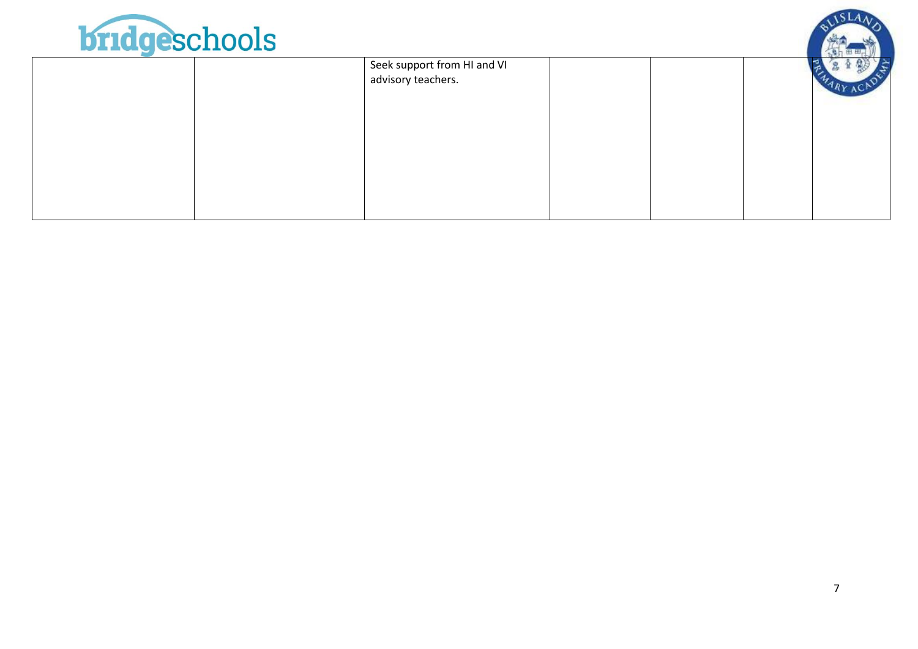| | | | | | | |
|---|---|---|---|---|---|---|
| | | Seek support from HI and VI advisory teachers. | | | | |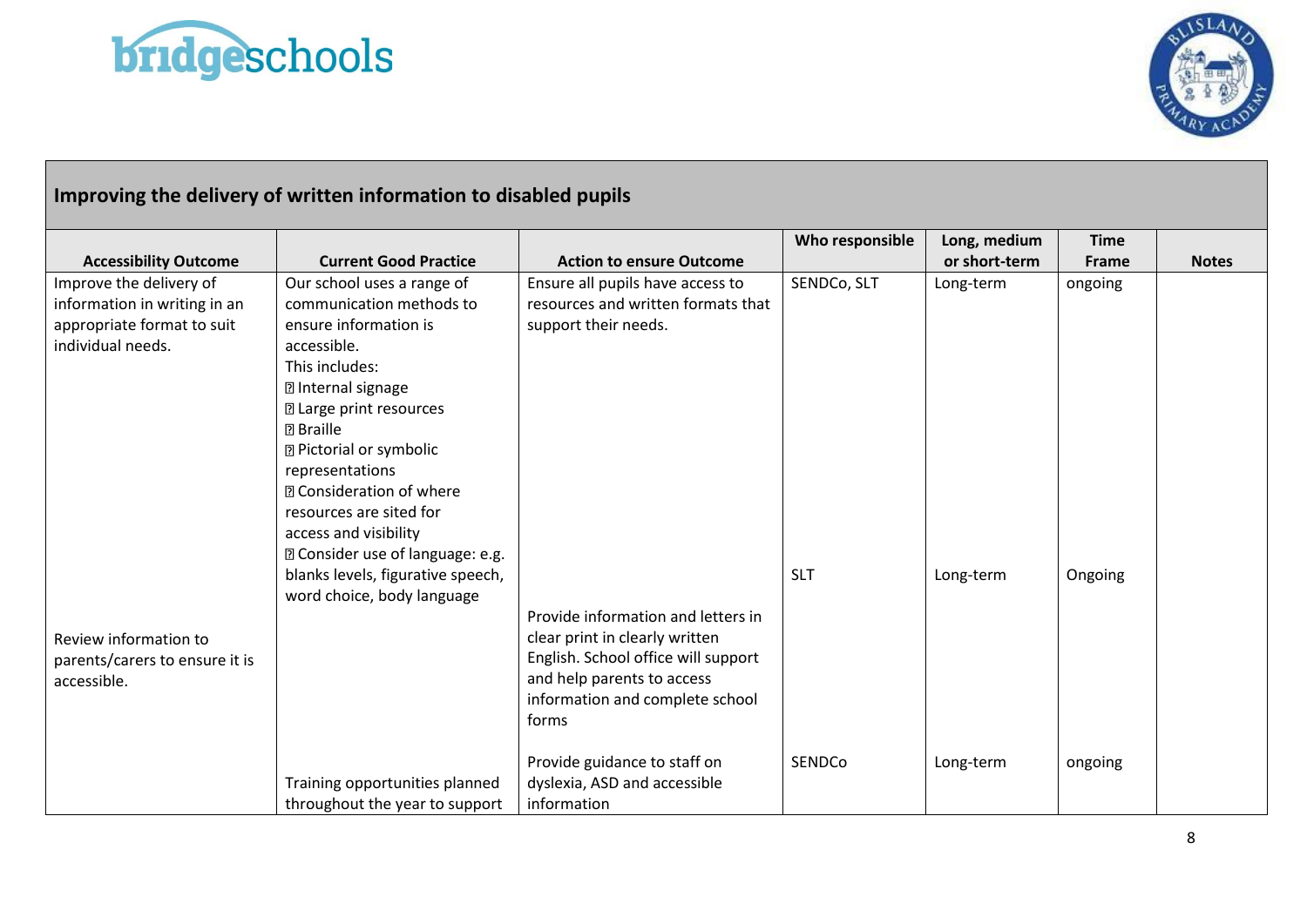## Improving the delivery of written information to disabled pupils

| Accessibility Outcome | Current Good Practice | Action to ensure Outcome | Who responsible | Long, medium or short-term | Time Frame | Notes |
|---|---|---|---|---|---|---|
| Improve the delivery of information in writing in an appropriate format to suit individual needs. | Our school uses a range of communication methods to ensure information is accessible. This includes: • Internal signage • Large print resources • Braille • Pictorial or symbolic representations • Consideration of where resources are sited for access and visibility • Consider use of language: e.g. blanks levels, figurative speech, word choice, body language | Ensure all pupils have access to resources and written formats that support their needs. | SENDCo, SLT | Long-term | ongoing | |
| Review information to parents/carers to ensure it is accessible. | | Provide information and letters in clear print in clearly written English. School office will support and help parents to access information and complete school forms | SLT | Long-term | Ongoing | |
| | Training opportunities planned throughout the year to support | Provide guidance to staff on dyslexia, ASD and accessible information | SENDCo | Long-term | ongoing | |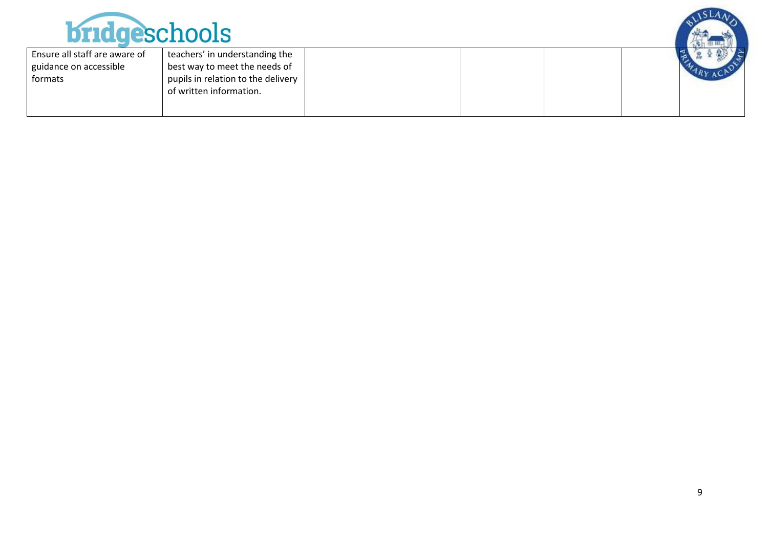| | | | | | | |
|---|---|---|---|---|---|---|
| Ensure all staff are aware of guidance on accessible formats | teachers' in understanding the best way to meet the needs of pupils in relation to the delivery of written information. | | | | | |